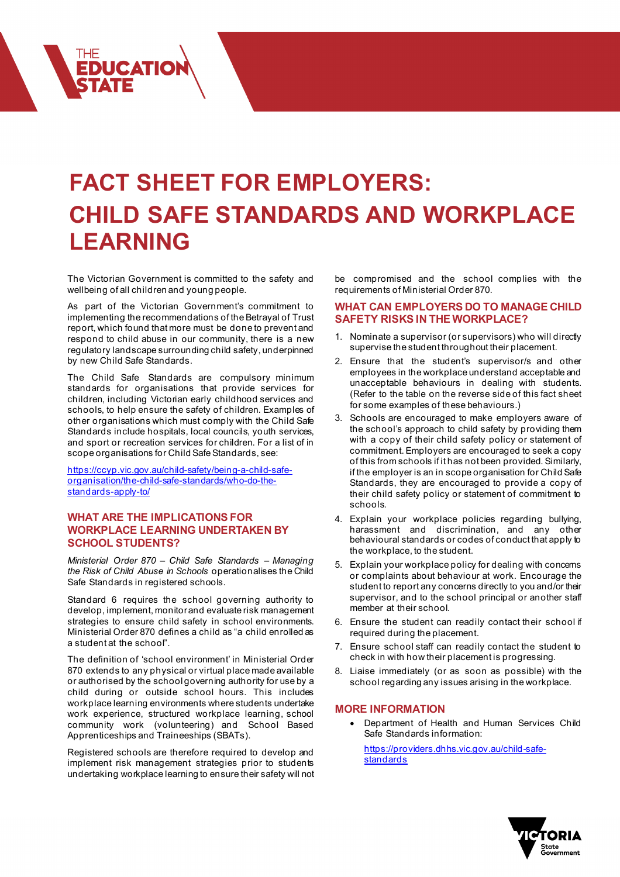# FACT SHEET FOR EMPLOYERS: CHILD SAFE STANDARDS AND WORKPLACE LEARNING

The Victorian Government is committed to the safety and wellbeing of all children and young people.

As part of the Victorian Government's commitment to implementing the recommendations of the Betrayal of Trust report, which found that more must be done to prevent and respond to child abuse in our community, there is a new regulatory landscape surrounding child safety, underpinned by new Child Safe Standards.

The Child Safe Standards are compulsory minimum standards for organisations that provide services for children, including Victorian early childhood services and schools, to help ensure the safety of children. Examples of other organisations which must comply with the Child Safe Standards include hospitals, local councils, youth services, and sport or recreation services for children. For a list of in scope organisations for Child Safe Standards, see:

https://ccyp.vic.gov.au/child-safety/being-a-child-safe-organisation/the-child-safe-standards/who-do-the-standards-apply-to/

## WHAT ARE THE IMPLICATIONS FOR WORKPLACE LEARNING UNDERTAKEN BY SCHOOL STUDENTS?

*Ministerial Order 870 – Child Safe Standards – Managing the Risk of Child Abuse in Schools* operationalises the Child Safe Standards in registered schools.

Standard 6 requires the school governing authority to develop, implement, monitor and evaluate risk management strategies to ensure child safety in school environments. Ministerial Order 870 defines a child as "a child enrolled as a student at the school".

The definition of 'school environment' in Ministerial Order 870 extends to any physical or virtual place made available or authorised by the school governing authority for use by a child during or outside school hours. This includes workplace learning environments where students undertake work experience, structured workplace learning, school community work (volunteering) and School Based Apprenticeships and Traineeships (SBATs).

Registered schools are therefore required to develop and implement risk management strategies prior to students undertaking workplace learning to ensure their safety will not be compromised and the school complies with the requirements of Ministerial Order 870.

## WHAT CAN EMPLOYERS DO TO MANAGE CHILD SAFETY RISKS IN THE WORKPLACE?

1. Nominate a supervisor (or supervisors) who will directly supervise the student throughout their placement.
2. Ensure that the student's supervisor/s and other employees in the workplace understand acceptable and unacceptable behaviours in dealing with students. (Refer to the table on the reverse side of this fact sheet for some examples of these behaviours.)
3. Schools are encouraged to make employers aware of the school's approach to child safety by providing them with a copy of their child safety policy or statement of commitment. Employers are encouraged to seek a copy of this from schools if it has not been provided. Similarly, if the employer is an in scope organisation for Child Safe Standards, they are encouraged to provide a copy of their child safety policy or statement of commitment to schools.
4. Explain your workplace policies regarding bullying, harassment and discrimination, and any other behavioural standards or codes of conduct that apply to the workplace, to the student.
5. Explain your workplace policy for dealing with concerns or complaints about behaviour at work. Encourage the student to report any concerns directly to you and/or their supervisor, and to the school principal or another staff member at their school.
6. Ensure the student can readily contact their school if required during the placement.
7. Ensure school staff can readily contact the student to check in with how their placement is progressing.
8. Liaise immediately (or as soon as possible) with the school regarding any issues arising in the workplace.

## MORE INFORMATION

- Department of Health and Human Services Child Safe Standards information:

  https://providers.dhhs.vic.gov.au/child-safe-standards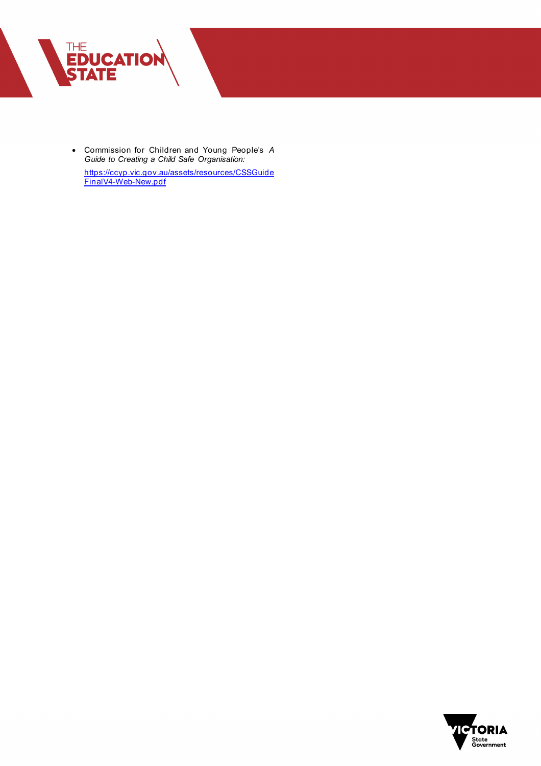- Commission for Children and Young People's *A Guide to Creating a Child Safe Organisation:*

  https://ccyp.vic.gov.au/assets/resources/CSSGuideFinalV4-Web-New.pdf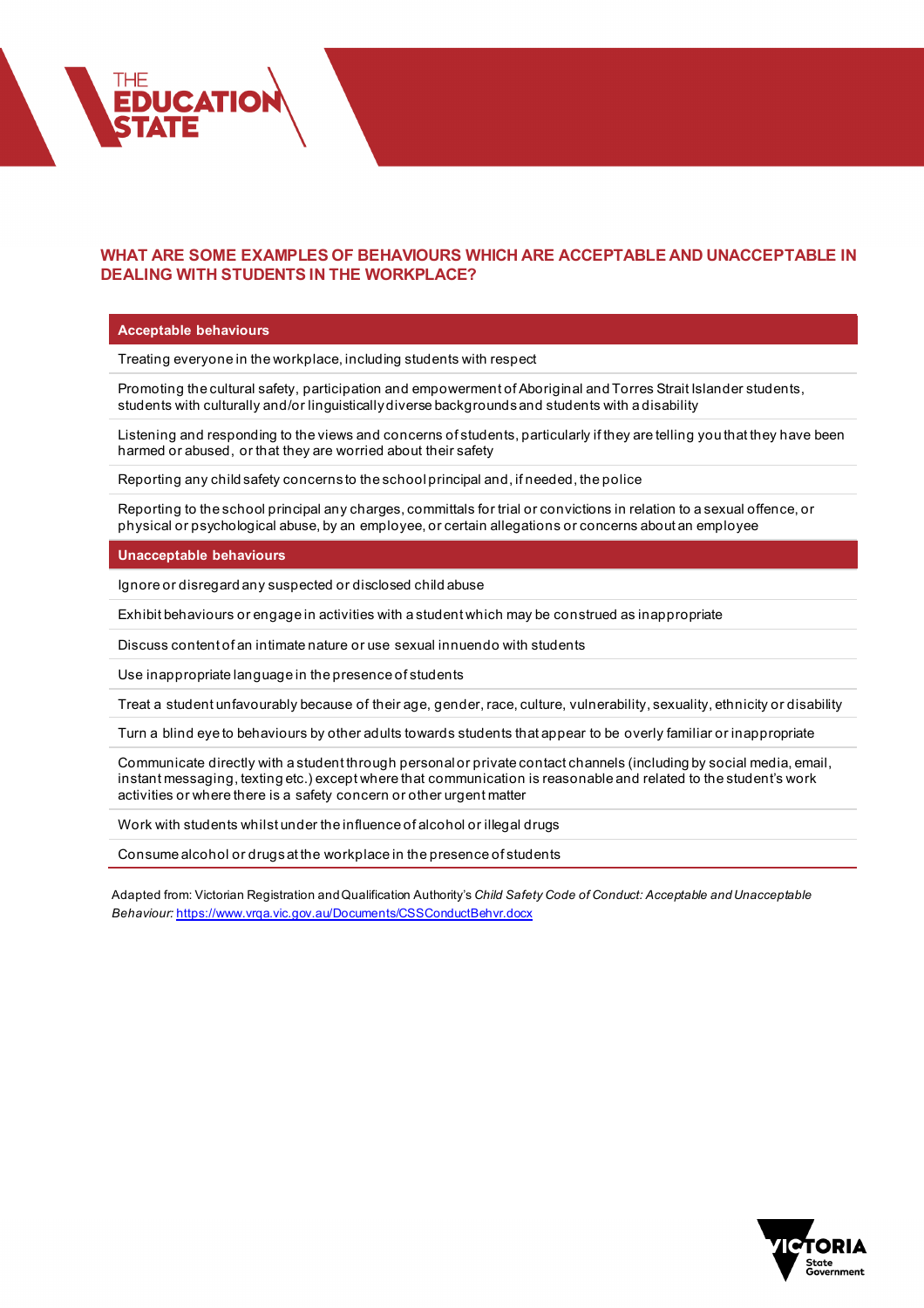## WHAT ARE SOME EXAMPLES OF BEHAVIOURS WHICH ARE ACCEPTABLE AND UNACCEPTABLE IN DEALING WITH STUDENTS IN THE WORKPLACE?

| **Acceptable behaviours** |
|---|
| Treating everyone in the workplace, including students with respect |
| Promoting the cultural safety, participation and empowerment of Aboriginal and Torres Strait Islander students, students with culturally and/or linguistically diverse backgrounds and students with a disability |
| Listening and responding to the views and concerns of students, particularly if they are telling you that they have been harmed or abused, or that they are worried about their safety |
| Reporting any child safety concerns to the school principal and, if needed, the police |
| Reporting to the school principal any charges, committals for trial or convictions in relation to a sexual offence, or physical or psychological abuse, by an employee, or certain allegations or concerns about an employee |
| **Unacceptable behaviours** |
| Ignore or disregard any suspected or disclosed child abuse |
| Exhibit behaviours or engage in activities with a student which may be construed as inappropriate |
| Discuss content of an intimate nature or use sexual innuendo with students |
| Use inappropriate language in the presence of students |
| Treat a student unfavourably because of their age, gender, race, culture, vulnerability, sexuality, ethnicity or disability |
| Turn a blind eye to behaviours by other adults towards students that appear to be overly familiar or inappropriate |
| Communicate directly with a student through personal or private contact channels (including by social media, email, instant messaging, texting etc.) except where that communication is reasonable and related to the student's work activities or where there is a safety concern or other urgent matter |
| Work with students whilst under the influence of alcohol or illegal drugs |
| Consume alcohol or drugs at the workplace in the presence of students |

Adapted from: Victorian Registration and Qualification Authority's *Child Safety Code of Conduct: Acceptable and Unacceptable Behaviour:* https://www.vrqa.vic.gov.au/Documents/CSSConductBehvr.docx